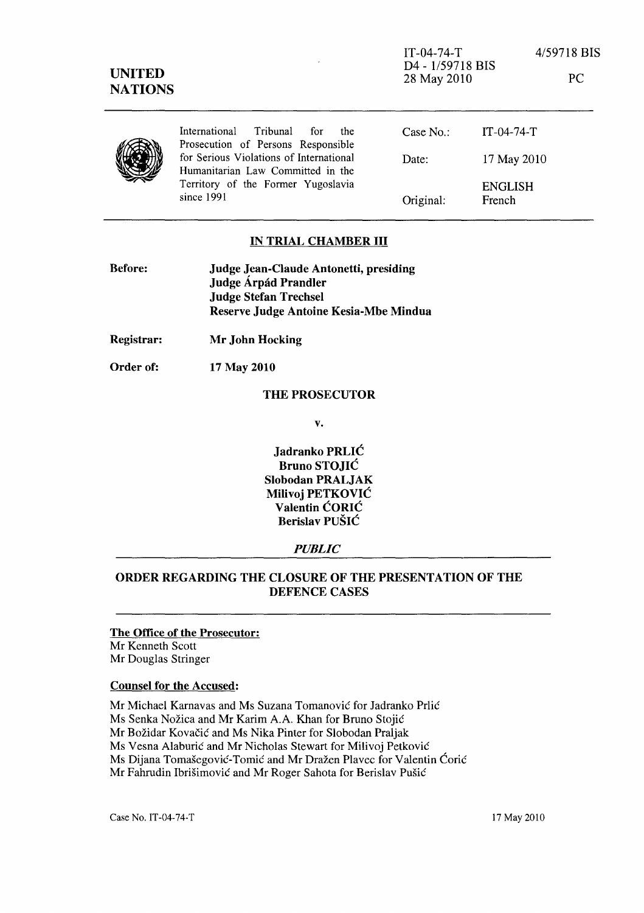IT-04-74-T
D4 - 1/59718 BIS
28 May 2010

4/59718 BIS

PC

**UNITED NATIONS**

| International Tribunal for the Prosecution of Persons Responsible for Serious Violations of International Humanitarian Law Committed in the Territory of the Former Yugoslavia since 1991 | Case No.: | IT-04-74-T |
|---|---|---|
| | Date: | 17 May 2010 |
| | Original: | ENGLISH French |

## IN TRIAL CHAMBER III

**Before:** **Judge Jean-Claude Antonetti, presiding**
**Judge Árpád Prandler**
**Judge Stefan Trechsel**
**Reserve Judge Antoine Kesia-Mbe Mindua**

**Registrar:** **Mr John Hocking**

**Order of:** **17 May 2010**

**THE PROSECUTOR**

**v.**

**Jadranko PRLIĆ**
**Bruno STOJIĆ**
**Slobodan PRALJAK**
**Milivoj PETKOVIĆ**
**Valentin ĆORIĆ**
**Berislav PUŠIĆ**

***PUBLIC***

## ORDER REGARDING THE CLOSURE OF THE PRESENTATION OF THE DEFENCE CASES

**The Office of the Prosecutor:**
Mr Kenneth Scott
Mr Douglas Stringer

**Counsel for the Accused:**

Mr Michael Karnavas and Ms Suzana Tomanović for Jadranko Prlić
Ms Senka Nožica and Mr Karim A.A. Khan for Bruno Stojić
Mr Božidar Kovačić and Ms Nika Pinter for Slobodan Praljak
Ms Vesna Alaburić and Mr Nicholas Stewart for Milivoj Petković
Ms Dijana Tomašegović-Tomić and Mr Dražen Plavec for Valentin Ćorić
Mr Fahrudin Ibrišimović and Mr Roger Sahota for Berislav Pušić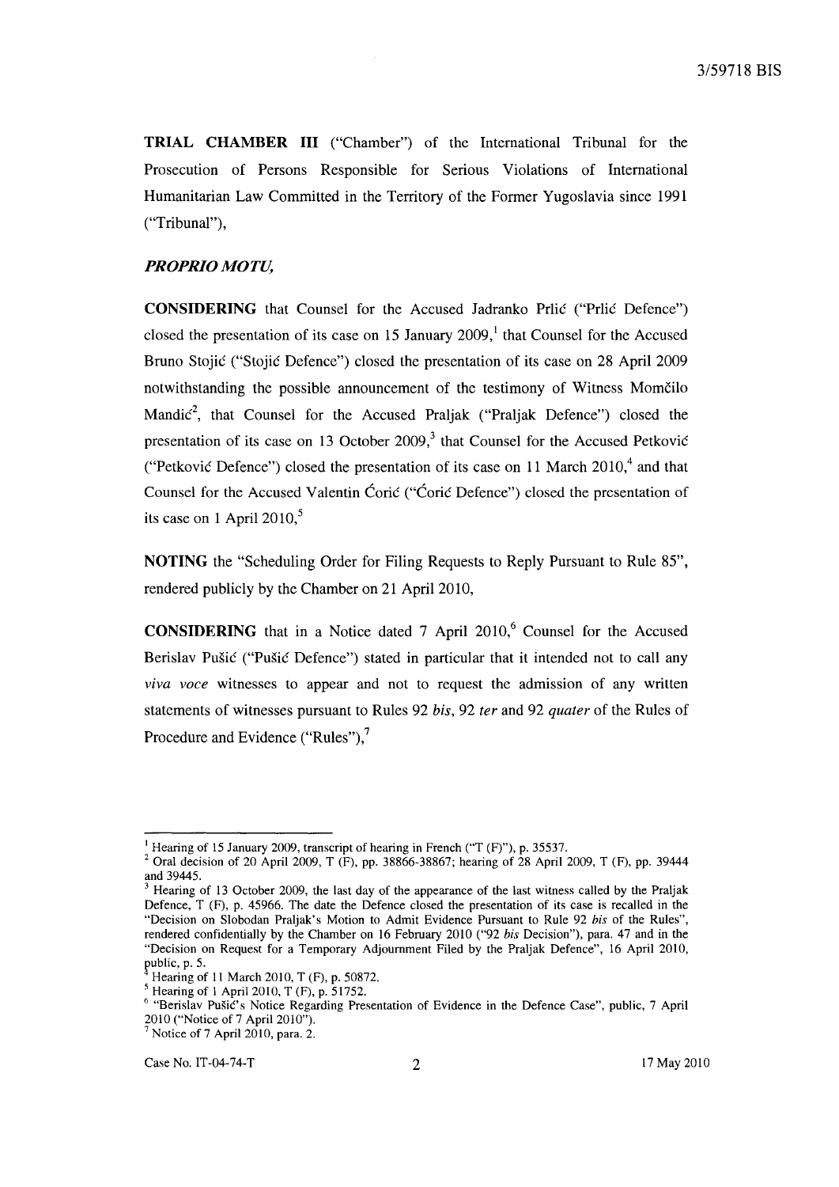**TRIAL CHAMBER III** ("Chamber") of the International Tribunal for the Prosecution of Persons Responsible for Serious Violations of International Humanitarian Law Committed in the Territory of the Former Yugoslavia since 1991 ("Tribunal"),

***PROPRIO MOTU,***

**CONSIDERING** that Counsel for the Accused Jadranko Prlić ("Prlić Defence") closed the presentation of its case on 15 January 2009,[1] that Counsel for the Accused Bruno Stojić ("Stojić Defence") closed the presentation of its case on 28 April 2009 notwithstanding the possible announcement of the testimony of Witness Momčilo Mandić[2], that Counsel for the Accused Praljak ("Praljak Defence") closed the presentation of its case on 13 October 2009,[3] that Counsel for the Accused Petković ("Petković Defence") closed the presentation of its case on 11 March 2010,[4] and that Counsel for the Accused Valentin Ćorić ("Ćorić Defence") closed the presentation of its case on 1 April 2010,[5]

**NOTING** the "Scheduling Order for Filing Requests to Reply Pursuant to Rule 85", rendered publicly by the Chamber on 21 April 2010,

**CONSIDERING** that in a Notice dated 7 April 2010,[6] Counsel for the Accused Berislav Pušić ("Pušić Defence") stated in particular that it intended not to call any *viva voce* witnesses to appear and not to request the admission of any written statements of witnesses pursuant to Rules 92 *bis*, 92 *ter* and 92 *quater* of the Rules of Procedure and Evidence ("Rules"),[7]

---

[1] Hearing of 15 January 2009, transcript of hearing in French ("T (F)"), p. 35537.

[2] Oral decision of 20 April 2009, T (F), pp. 38866-38867; hearing of 28 April 2009, T (F), pp. 39444 and 39445.

[3] Hearing of 13 October 2009, the last day of the appearance of the last witness called by the Praljak Defence, T (F), p. 45966. The date the Defence closed the presentation of its case is recalled in the "Decision on Slobodan Praljak's Motion to Admit Evidence Pursuant to Rule 92 *bis* of the Rules", rendered confidentially by the Chamber on 16 February 2010 ("92 *bis* Decision"), para. 47 and in the "Decision on Request for a Temporary Adjournment Filed by the Praljak Defence", 16 April 2010, public, p. 5.

[4] Hearing of 11 March 2010, T (F), p. 50872.

[5] Hearing of 1 April 2010, T (F), p. 51752.

[6] "Berislav Pušić's Notice Regarding Presentation of Evidence in the Defence Case", public, 7 April 2010 ("Notice of 7 April 2010").

[7] Notice of 7 April 2010, para. 2.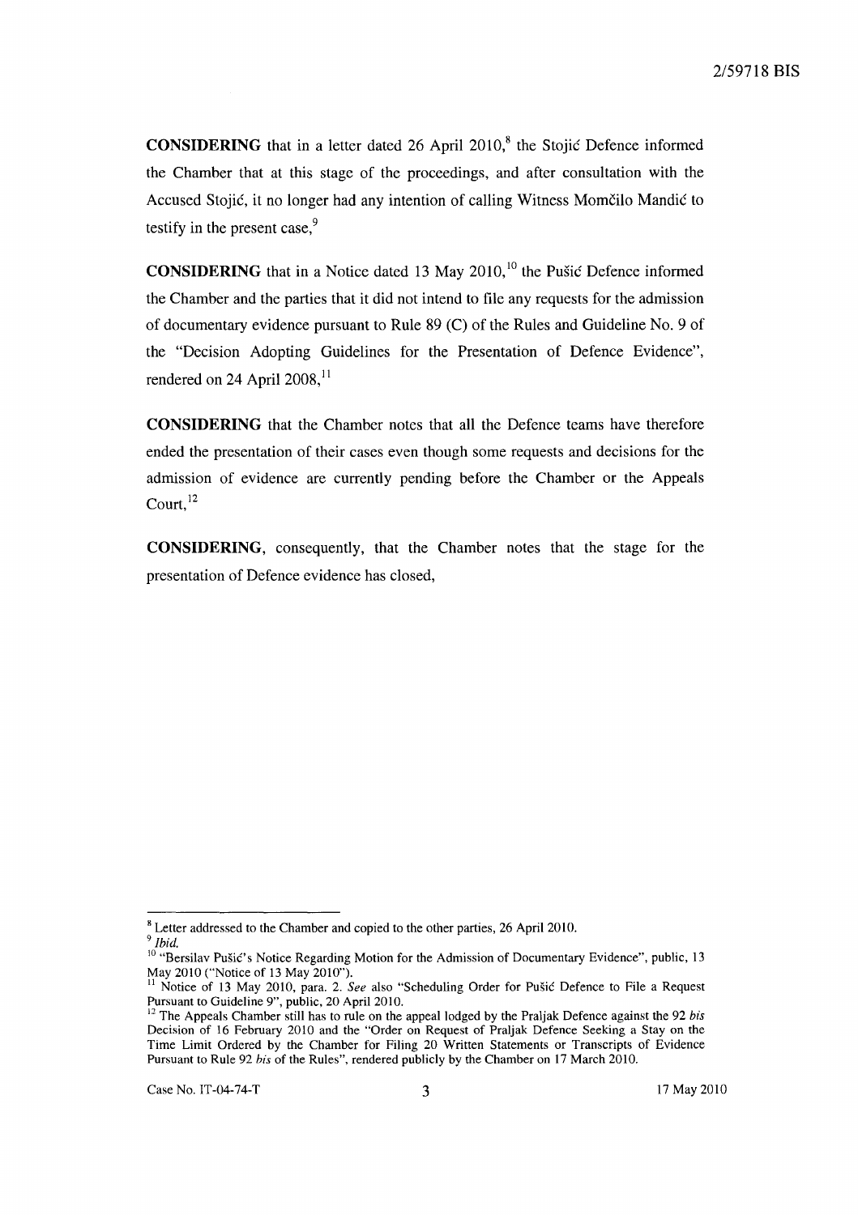**CONSIDERING** that in a letter dated 26 April 2010,[8] the Stojić Defence informed the Chamber that at this stage of the proceedings, and after consultation with the Accused Stojić, it no longer had any intention of calling Witness Momčilo Mandić to testify in the present case,[9]

**CONSIDERING** that in a Notice dated 13 May 2010,[10] the Pušić Defence informed the Chamber and the parties that it did not intend to file any requests for the admission of documentary evidence pursuant to Rule 89 (C) of the Rules and Guideline No. 9 of the "Decision Adopting Guidelines for the Presentation of Defence Evidence", rendered on 24 April 2008,[11]

**CONSIDERING** that the Chamber notes that all the Defence teams have therefore ended the presentation of their cases even though some requests and decisions for the admission of evidence are currently pending before the Chamber or the Appeals Court,[12]

**CONSIDERING**, consequently, that the Chamber notes that the stage for the presentation of Defence evidence has closed,

---

[8] Letter addressed to the Chamber and copied to the other parties, 26 April 2010.

[9] *Ibid.*

[10] "Bersilav Pušić's Notice Regarding Motion for the Admission of Documentary Evidence", public, 13 May 2010 ("Notice of 13 May 2010").

[11] Notice of 13 May 2010, para. 2. *See* also "Scheduling Order for Pušić Defence to File a Request Pursuant to Guideline 9", public, 20 April 2010.

[12] The Appeals Chamber still has to rule on the appeal lodged by the Praljak Defence against the 92 *bis* Decision of 16 February 2010 and the "Order on Request of Praljak Defence Seeking a Stay on the Time Limit Ordered by the Chamber for Filing 20 Written Statements or Transcripts of Evidence Pursuant to Rule 92 *bis* of the Rules", rendered publicly by the Chamber on 17 March 2010.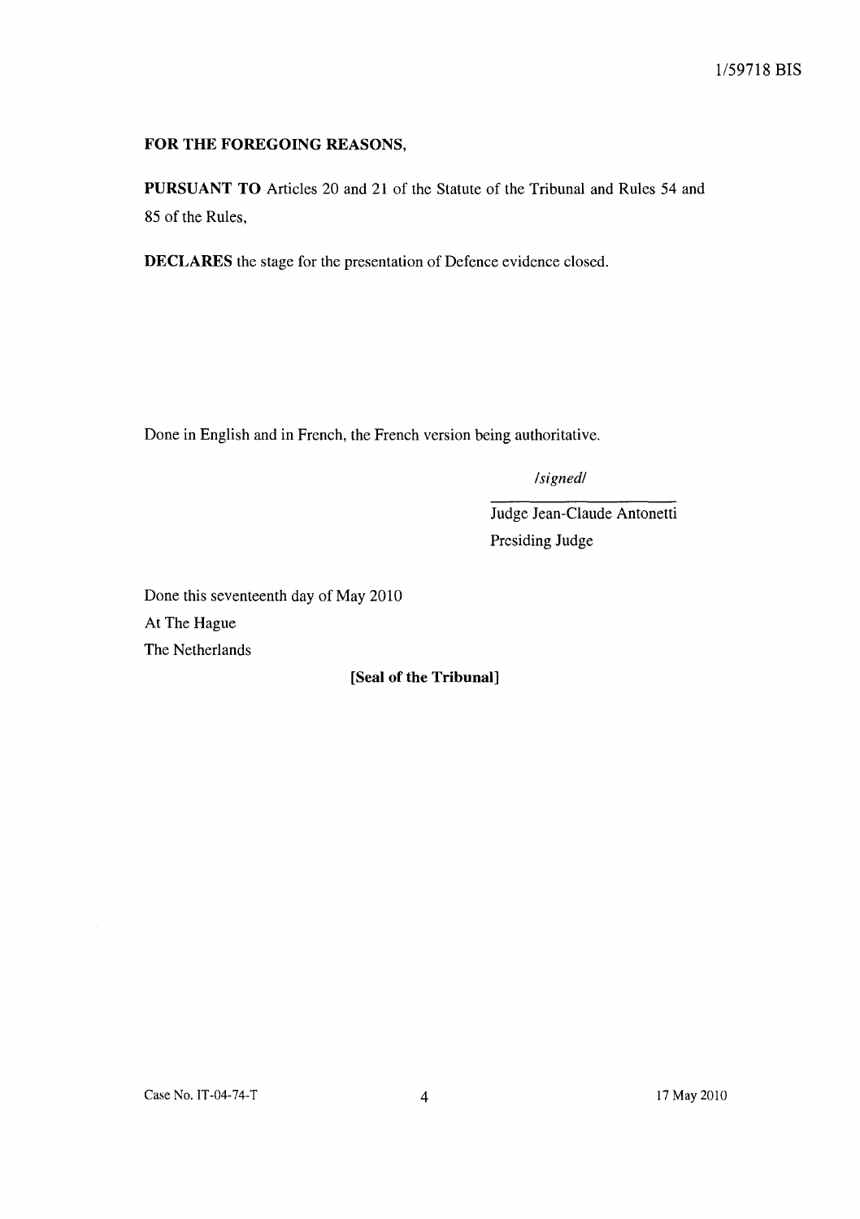**FOR THE FOREGOING REASONS,**

**PURSUANT TO** Articles 20 and 21 of the Statute of the Tribunal and Rules 54 and 85 of the Rules,

**DECLARES** the stage for the presentation of Defence evidence closed.

Done in English and in French, the French version being authoritative.

*/signed/*

Judge Jean-Claude Antonetti
Presiding Judge

Done this seventeenth day of May 2010
At The Hague
The Netherlands

**[Seal of the Tribunal]**